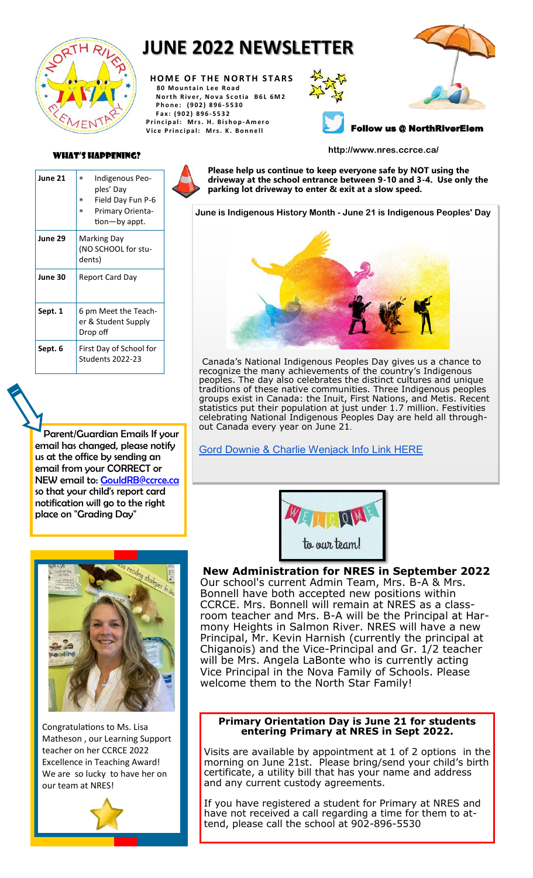# JUNE 2022 NEWSLETTER

**HOME OF THE NORTH STARS**
80 Mountain Lee Road
North River, Nova Scotia B6L 6M2
Phone: (902) 896-5530
Fax: (902) 896-5532
Principal: Mrs. H. Bishop-Amero
Vice Principal: Mrs. K. Bonnell

**Follow us @ NorthRiverElem**

http://www.nres.ccrce.ca/

## WHAT'S HAPPENING?

| Date | Event |
|---|---|
| June 21 | * Indigenous Peoples' Day<br>* Field Day Fun P-6<br>* Primary Orientation—by appt. |
| June 29 | Marking Day (NO SCHOOL for students) |
| June 30 | Report Card Day |
| Sept. 1 | 6 pm Meet the Teacher & Student Supply Drop off |
| Sept. 6 | First Day of School for Students 2022-23 |

**Please help us continue to keep everyone safe by NOT using the driveway at the school entrance between 9-10 and 3-4. Use only the parking lot driveway to enter & exit at a slow speed.**

**June is Indigenous History Month - June 21 is Indigenous Peoples' Day**

Canada's National Indigenous Peoples Day gives us a chance to recognize the many achievements of the country's Indigenous peoples. The day also celebrates the distinct cultures and unique traditions of these native communities. Three Indigenous peoples groups exist in Canada: the Inuit, First Nations, and Metis. Recent statistics put their population at just under 1.7 million. Festivities celebrating National Indigenous Peoples Day are held all throughout Canada every year on June 21.

Gord Downie & Charlie Wenjack Info Link HERE

Parent/Guardian Emails If your email has changed, please notify us at the office by sending an email from your CORRECT or NEW email to: GouldRB@ccrce.ca so that your child's report card notification will go to the right place on "Grading Day"

WELCOME to our team!

### New Administration for NRES in September 2022

Our school's current Admin Team, Mrs. B-A & Mrs. Bonnell have both accepted new positions within CCRCE. Mrs. Bonnell will remain at NRES as a classroom teacher and Mrs. B-A will be the Principal at Harmony Heights in Salmon River. NRES will have a new Principal, Mr. Kevin Harnish (currently the principal at Chiganois) and the Vice-Principal and Gr. 1/2 teacher will be Mrs. Angela LaBonte who is currently acting Vice Principal in the Nova Family of Schools. Please welcome them to the North Star Family!

Congratulations to Ms. Lisa Matheson , our Learning Support teacher on her CCRCE 2022 Excellence in Teaching Award! We are so lucky to have her on our team at NRES!

### Primary Orientation Day is June 21 for students entering Primary at NRES in Sept 2022.

Visits are available by appointment at 1 of 2 options in the morning on June 21st. Please bring/send your child's birth certificate, a utility bill that has your name and address and any current custody agreements.

If you have registered a student for Primary at NRES and have not received a call regarding a time for them to attend, please call the school at 902-896-5530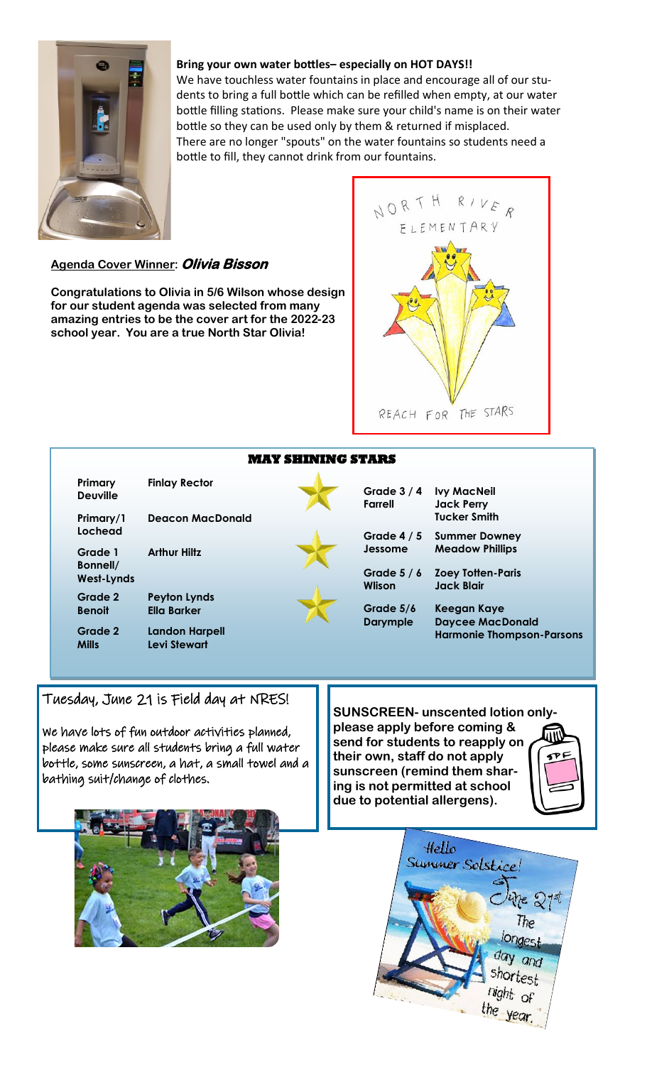**Bring your own water bottles– especially on HOT DAYS!!**

We have touchless water fountains in place and encourage all of our students to bring a full bottle which can be refilled when empty, at our water bottle filling stations. Please make sure your child's name is on their water bottle so they can be used only by them & returned if misplaced. There are no longer "spouts" on the water fountains so students need a bottle to fill, they cannot drink from our fountains.

**Agenda Cover Winner: *Olivia Bisson***

**Congratulations to Olivia in 5/6 Wilson whose design for our student agenda was selected from many amazing entries to be the cover art for the 2022-23 school year. You are a true North Star Olivia!**

## MAY SHINING STARS

| Class | Students |
|---|---|
| Primary Deuville | Finlay Rector |
| Primary/1 Lochead | Deacon MacDonald |
| Grade 1 Bonnell/ West-Lynds | Arthur Hiltz |
| Grade 2 Benoit | Peyton Lynds, Ella Barker |
| Grade 2 Mills | Landon Harpell, Levi Stewart |
| Grade 3 / 4 Farrell | Ivy MacNeil, Jack Perry, Tucker Smith |
| Grade 4 / 5 Jessome | Summer Downey, Meadow Phillips |
| Grade 5 / 6 Wlison | Zoey Totten-Paris, Jack Blair |
| Grade 5/6 Darymple | Keegan Kaye, Daycee MacDonald, Harmonie Thompson-Parsons |

## Tuesday, June 21 is Field day at NRES!

We have lots of fun outdoor activities planned, please make sure all students bring a full water bottle, some sunscreen, a hat, a small towel and a bathing suit/change of clothes.

**SUNSCREEN- unscented lotion only- please apply before coming & send for students to reapply on their own, staff do not apply sunscreen (remind them sharing is not permitted at school due to potential allergens).**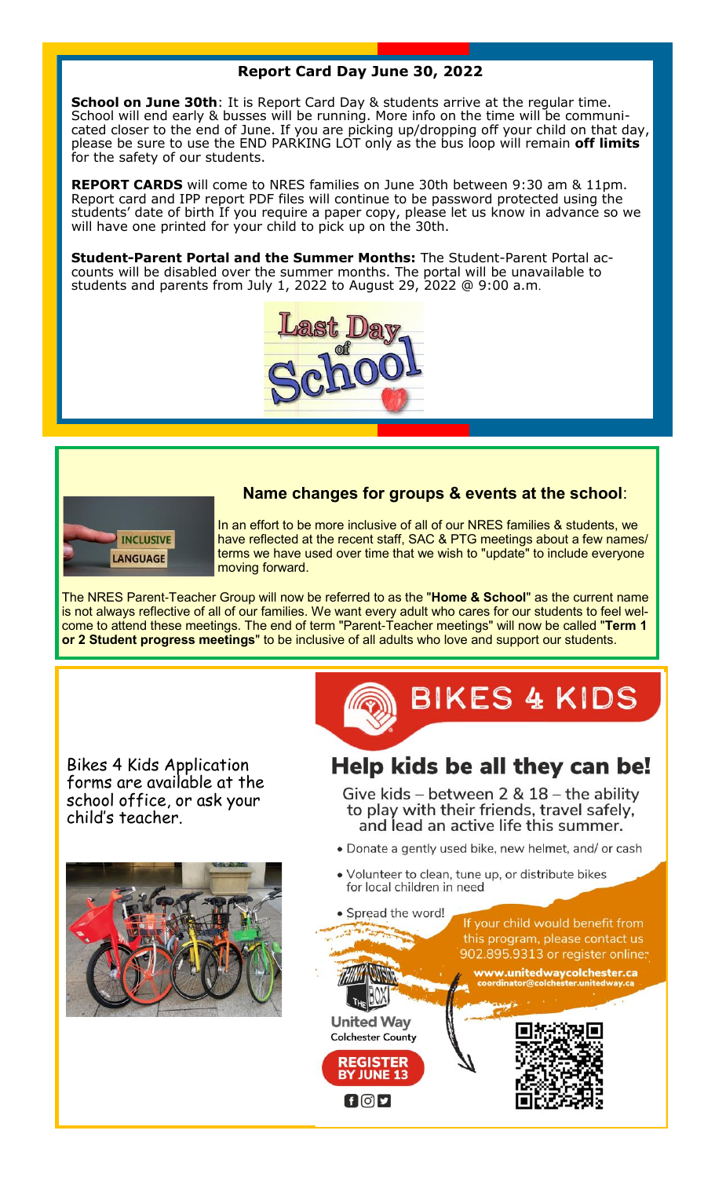## Report Card Day June 30, 2022

**School on June 30th**: It is Report Card Day & students arrive at the regular time. School will end early & busses will be running. More info on the time will be communicated closer to the end of June. If you are picking up/dropping off your child on that day, please be sure to use the END PARKING LOT only as the bus loop will remain **off limits** for the safety of our students.

**REPORT CARDS** will come to NRES families on June 30th between 9:30 am & 11pm. Report card and IPP report PDF files will continue to be password protected using the students' date of birth If you require a paper copy, please let us know in advance so we will have one printed for your child to pick up on the 30th.

**Student-Parent Portal and the Summer Months:** The Student-Parent Portal accounts will be disabled over the summer months. The portal will be unavailable to students and parents from July 1, 2022 to August 29, 2022 @ 9:00 a.m.

Last Day of School

## Name changes for groups & events at the school:

INCLUSIVE LANGUAGE

In an effort to be more inclusive of all of our NRES families & students, we have reflected at the recent staff, SAC & PTG meetings about a few names/ terms we have used over time that we wish to "update" to include everyone moving forward.

The NRES Parent-Teacher Group will now be referred to as the "**Home & School**" as the current name is not always reflective of all of our families. We want every adult who cares for our students to feel welcome to attend these meetings. The end of term "Parent-Teacher meetings" will now be called "**Term 1 or 2 Student progress meetings**" to be inclusive of all adults who love and support our students.

Bikes 4 Kids Application forms are available at the school office, or ask your child's teacher.

## BIKES 4 KIDS

### Help kids be all they can be!

Give kids – between 2 & 18 – the ability to play with their friends, travel safely, and lead an active life this summer.

- Donate a gently used bike, new helmet, and/ or cash
- Volunteer to clean, tune up, or distribute bikes for local children in need
- Spread the word!

If your child would benefit from this program, please contact us 902.895.9313 or register online:

www.unitedwaycolchester.ca
coordinator@colchester.unitedway.ca

United Way Colchester County

REGISTER BY JUNE 13